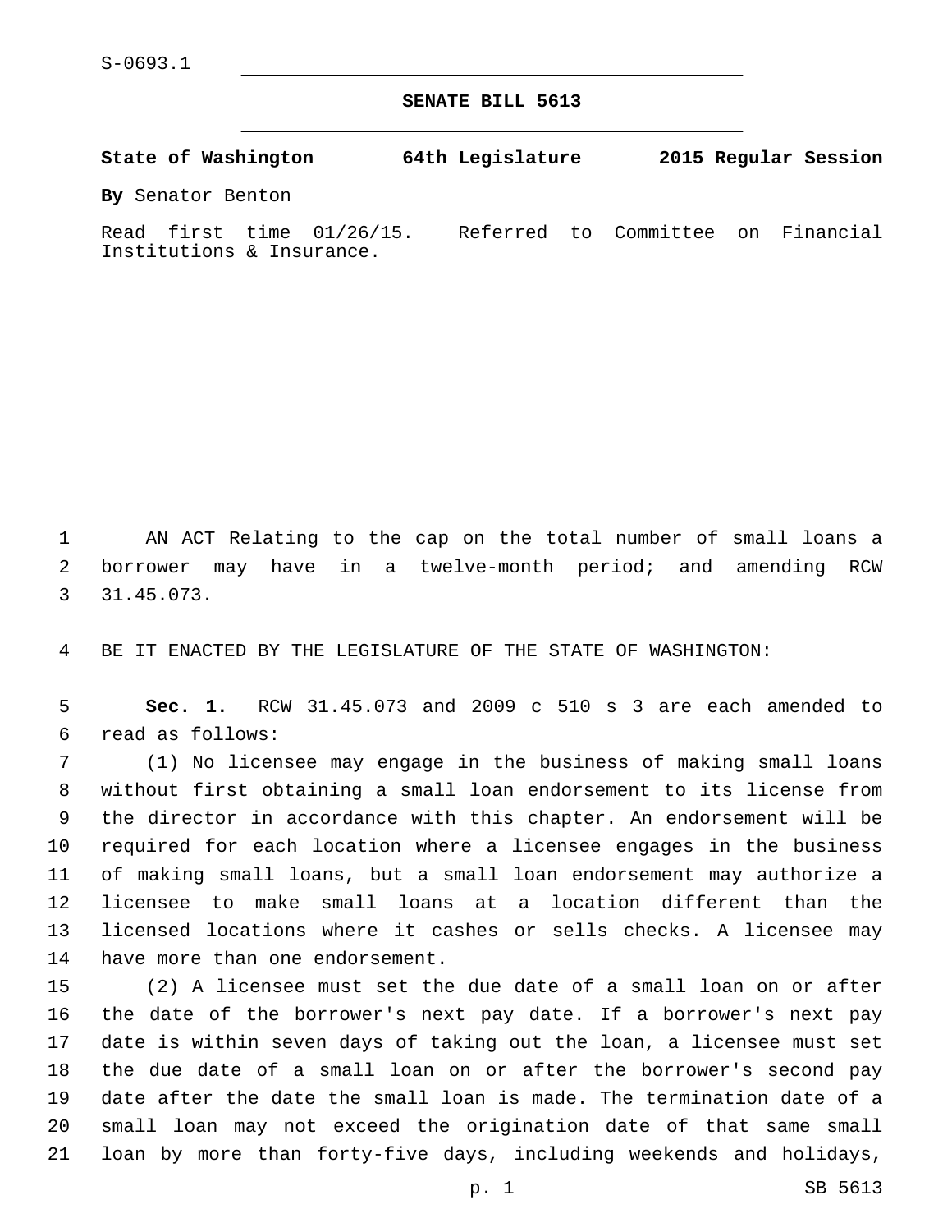S-0693.1

# SENATE BILL 5613

**State of Washington 64th Legislature 2015 Regular Session**

**By** Senator Benton

Read first time 01/26/15. Referred to Committee on Financial Institutions & Insurance.

AN ACT Relating to the cap on the total number of small loans a borrower may have in a twelve-month period; and amending RCW 31.45.073.

BE IT ENACTED BY THE LEGISLATURE OF THE STATE OF WASHINGTON:

**Sec. 1.** RCW 31.45.073 and 2009 c 510 s 3 are each amended to read as follows:

(1) No licensee may engage in the business of making small loans without first obtaining a small loan endorsement to its license from the director in accordance with this chapter. An endorsement will be required for each location where a licensee engages in the business of making small loans, but a small loan endorsement may authorize a licensee to make small loans at a location different than the licensed locations where it cashes or sells checks. A licensee may have more than one endorsement.

(2) A licensee must set the due date of a small loan on or after the date of the borrower's next pay date. If a borrower's next pay date is within seven days of taking out the loan, a licensee must set the due date of a small loan on or after the borrower's second pay date after the date the small loan is made. The termination date of a small loan may not exceed the origination date of that same small loan by more than forty-five days, including weekends and holidays,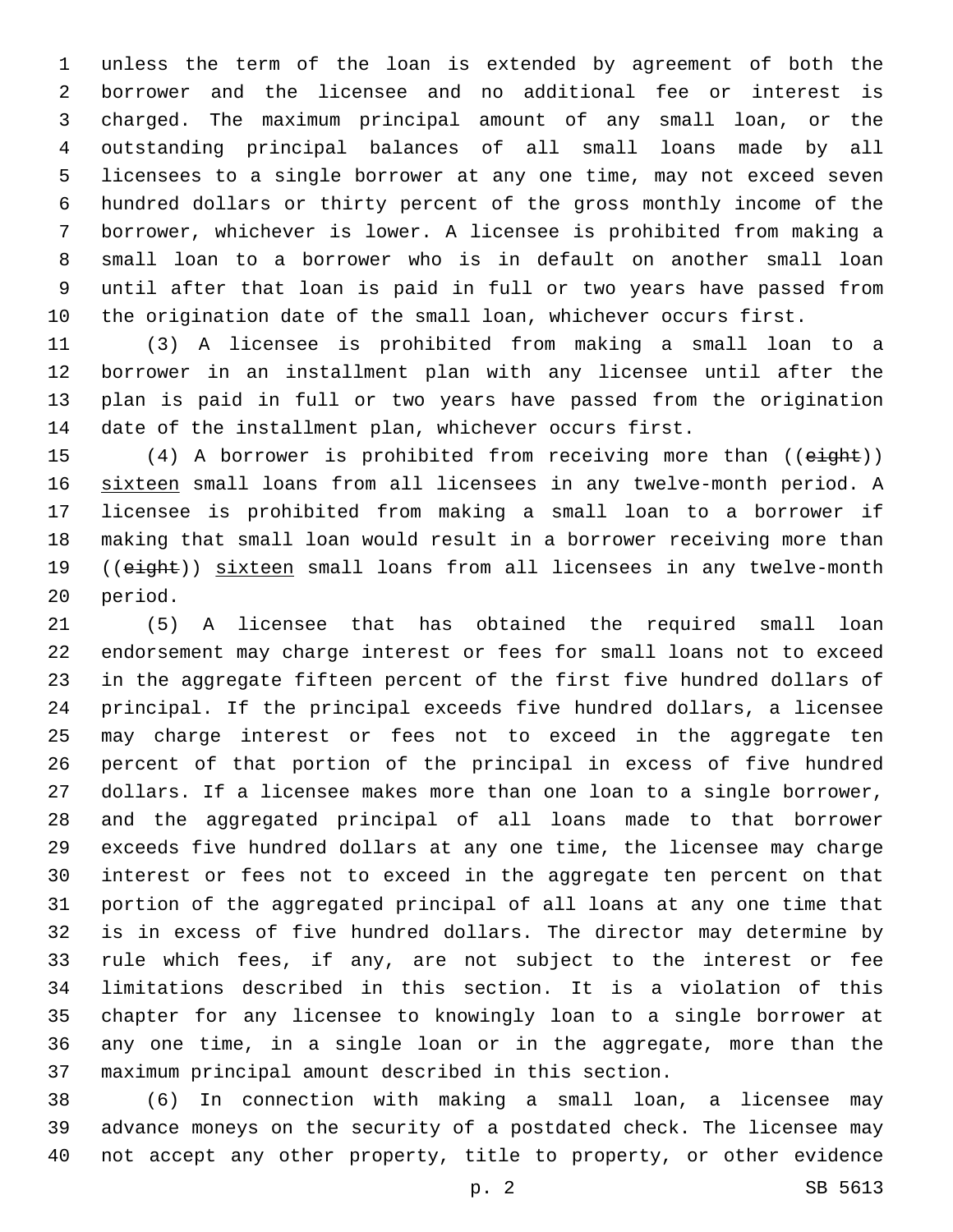unless the term of the loan is extended by agreement of both the borrower and the licensee and no additional fee or interest is charged. The maximum principal amount of any small loan, or the outstanding principal balances of all small loans made by all licensees to a single borrower at any one time, may not exceed seven hundred dollars or thirty percent of the gross monthly income of the borrower, whichever is lower. A licensee is prohibited from making a small loan to a borrower who is in default on another small loan until after that loan is paid in full or two years have passed from the origination date of the small loan, whichever occurs first.

(3) A licensee is prohibited from making a small loan to a borrower in an installment plan with any licensee until after the plan is paid in full or two years have passed from the origination date of the installment plan, whichever occurs first.

(4) A borrower is prohibited from receiving more than ((~~eight~~)) <u>sixteen</u> small loans from all licensees in any twelve-month period. A licensee is prohibited from making a small loan to a borrower if making that small loan would result in a borrower receiving more than ((~~eight~~)) <u>sixteen</u> small loans from all licensees in any twelve-month period.

(5) A licensee that has obtained the required small loan endorsement may charge interest or fees for small loans not to exceed in the aggregate fifteen percent of the first five hundred dollars of principal. If the principal exceeds five hundred dollars, a licensee may charge interest or fees not to exceed in the aggregate ten percent of that portion of the principal in excess of five hundred dollars. If a licensee makes more than one loan to a single borrower, and the aggregated principal of all loans made to that borrower exceeds five hundred dollars at any one time, the licensee may charge interest or fees not to exceed in the aggregate ten percent on that portion of the aggregated principal of all loans at any one time that is in excess of five hundred dollars. The director may determine by rule which fees, if any, are not subject to the interest or fee limitations described in this section. It is a violation of this chapter for any licensee to knowingly loan to a single borrower at any one time, in a single loan or in the aggregate, more than the maximum principal amount described in this section.

(6) In connection with making a small loan, a licensee may advance moneys on the security of a postdated check. The licensee may not accept any other property, title to property, or other evidence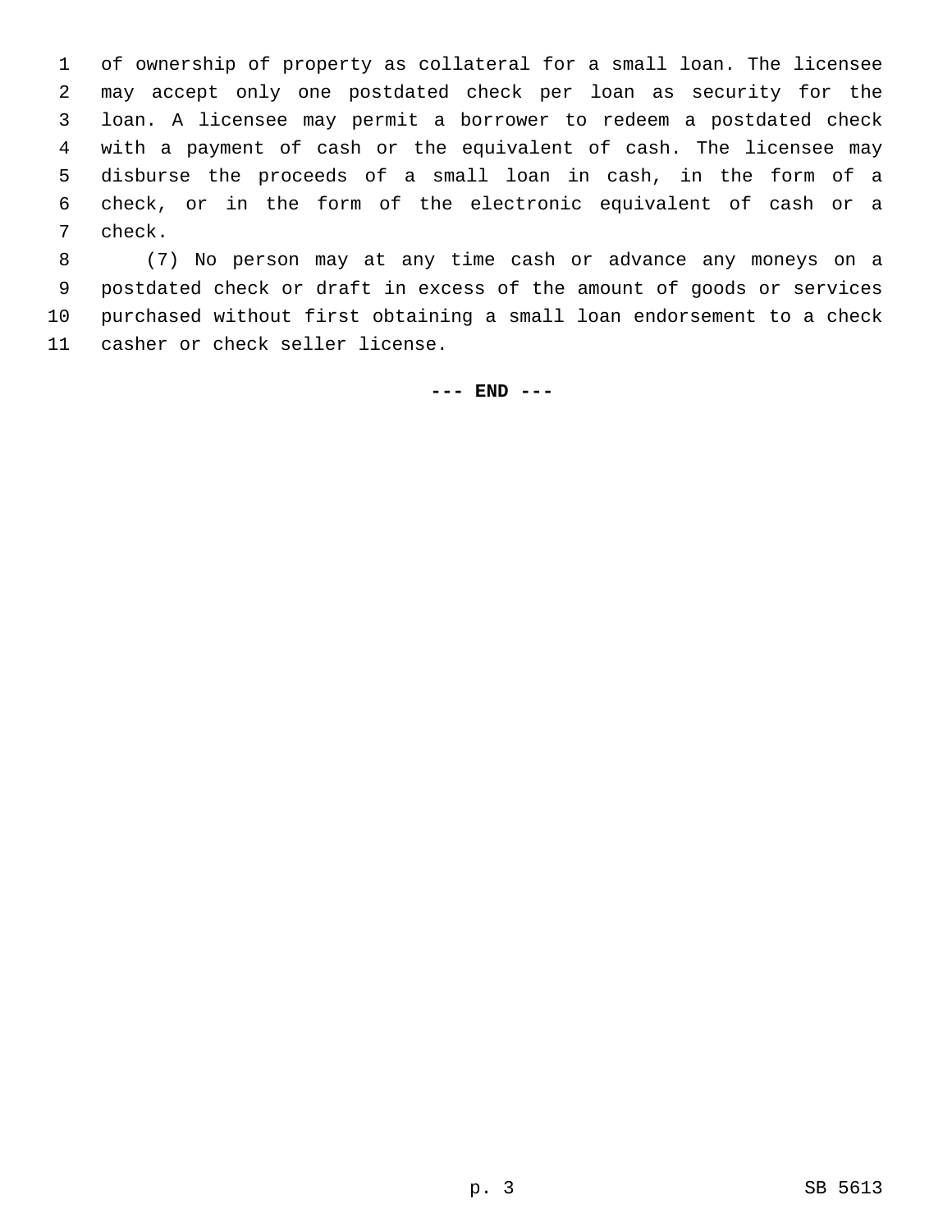of ownership of property as collateral for a small loan. The licensee may accept only one postdated check per loan as security for the loan. A licensee may permit a borrower to redeem a postdated check with a payment of cash or the equivalent of cash. The licensee may disburse the proceeds of a small loan in cash, in the form of a check, or in the form of the electronic equivalent of cash or a check.

(7) No person may at any time cash or advance any moneys on a postdated check or draft in excess of the amount of goods or services purchased without first obtaining a small loan endorsement to a check casher or check seller license.

**--- END ---**